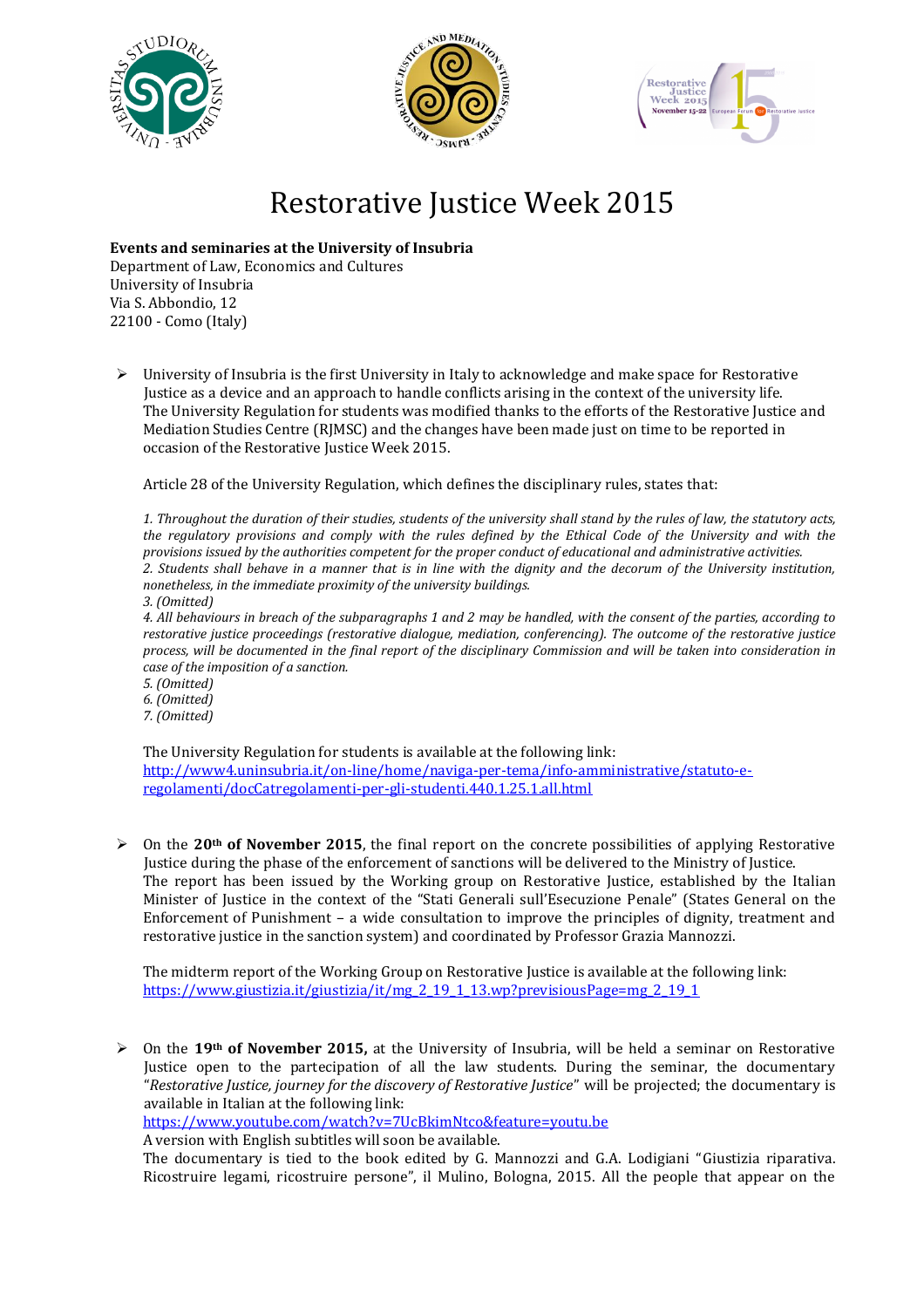# Restorative Justice Week 2015

**Events and seminars at the University of Insubria**
Department of Law, Economics and Cultures
University of Insubria
Via S. Abbondio, 12
22100 - Como (Italy)

- University of Insubria is the first University in Italy to acknowledge and make space for Restorative Justice as a device and an approach to handle conflicts arising in the context of the university life. The University Regulation for students was modified thanks to the efforts of the Restorative Justice and Mediation Studies Centre (RJMSC) and the changes have been made just on time to be reported in occasion of the Restorative Justice Week 2015.

  Article 28 of the University Regulation, which defines the disciplinary rules, states that:

  *1. Throughout the duration of their studies, students of the university shall stand by the rules of law, the statutory acts, the regulatory provisions and comply with the rules defined by the Ethical Code of the University and with the provisions issued by the authorities competent for the proper conduct of educational and administrative activities.*
  *2. Students shall behave in a manner that is in line with the dignity and the decorum of the University institution, nonetheless, in the immediate proximity of the university buildings.*
  *3. (Omitted)*
  *4. All behaviours in breach of the subparagraphs 1 and 2 may be handled, with the consent of the parties, according to restorative justice proceedings (restorative dialogue, mediation, conferencing). The outcome of the restorative justice process, will be documented in the final report of the disciplinary Commission and will be taken into consideration in case of the imposition of a sanction.*
  *5. (Omitted)*
  *6. (Omitted)*
  *7. (Omitted)*

  The University Regulation for students is available at the following link:
  [http://www4.uninsubria.it/on-line/home/naviga-per-tema/info-amministrative/statuto-e-regolamenti/docCatregolamenti-per-gli-studenti.440.1.25.1.all.html](http://www4.uninsubria.it/on-line/home/naviga-per-tema/info-amministrative/statuto-e-regolamenti/docCatregolamenti-per-gli-studenti.440.1.25.1.all.html)

- On the **20th of November 2015**, the final report on the concrete possibilities of applying Restorative Justice during the phase of the enforcement of sanctions will be delivered to the Ministry of Justice. The report has been issued by the Working group on Restorative Justice, established by the Italian Minister of Justice in the context of the "Stati Generali sull'Esecuzione Penale" (States General on the Enforcement of Punishment – a wide consultation to improve the principles of dignity, treatment and restorative justice in the sanction system) and coordinated by Professor Grazia Mannozzi.

  The midterm report of the Working Group on Restorative Justice is available at the following link:
  [https://www.giustizia.it/giustizia/it/mg_2_19_1_13.wp?previsiousPage=mg_2_19_1](https://www.giustizia.it/giustizia/it/mg_2_19_1_13.wp?previsiousPage=mg_2_19_1)

- On the **19th of November 2015,** at the University of Insubria, will be held a seminar on Restorative Justice open to the partecipation of all the law students. During the seminar, the documentary "*Restorative Justice, journey for the discovery of Restorative Justice*" will be projected; the documentary is available in Italian at the following link:
  [https://www.youtube.com/watch?v=7UcBkimNtco&feature=youtu.be](https://www.youtube.com/watch?v=7UcBkimNtco&feature=youtu.be)
  A version with English subtitles will soon be available.
  The documentary is tied to the book edited by G. Mannozzi and G.A. Lodigiani "Giustizia riparativa. Ricostruire legami, ricostruire persone", il Mulino, Bologna, 2015. All the people that appear on the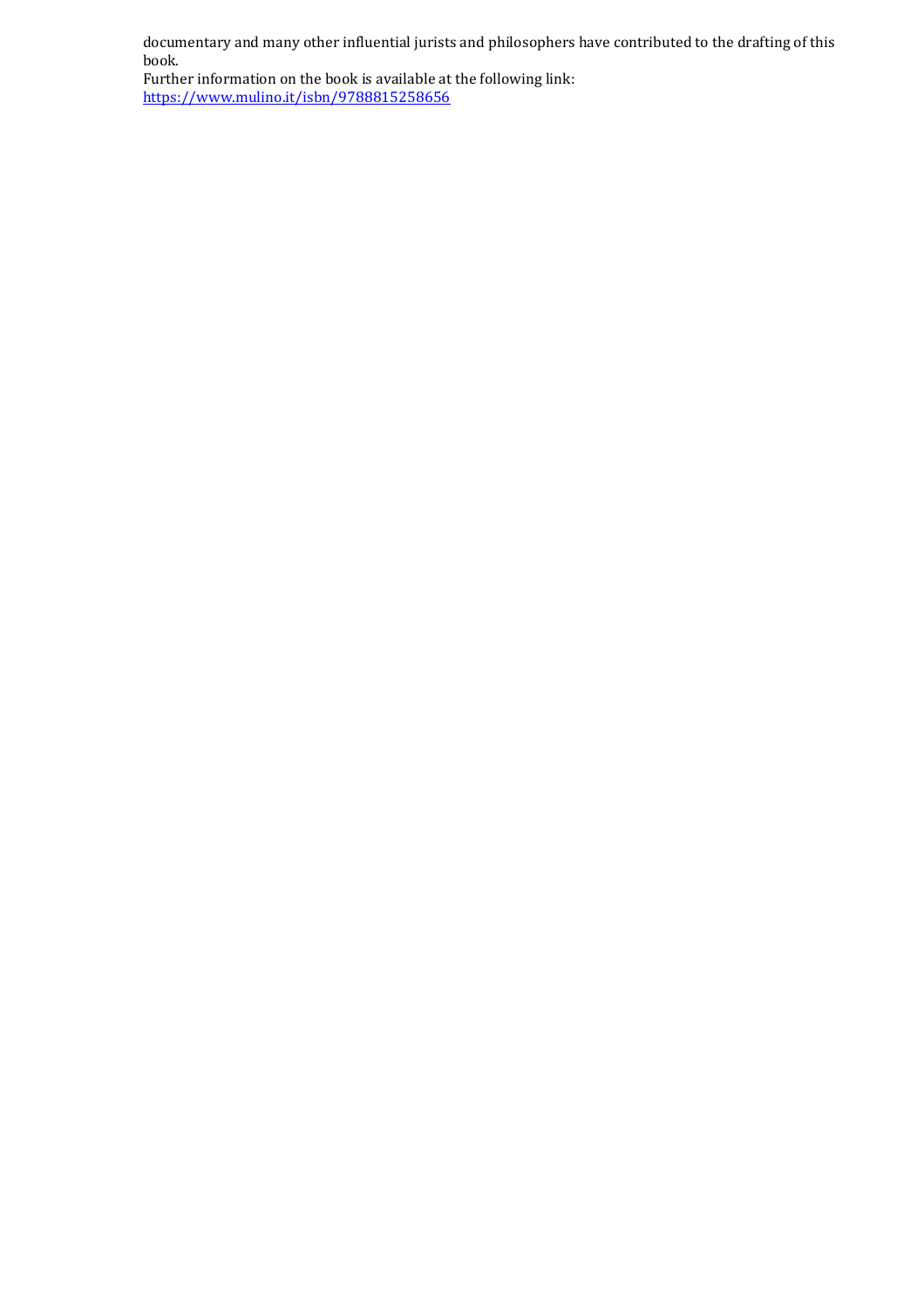documentary and many other influential jurists and philosophers have contributed to the drafting of this book.
Further information on the book is available at the following link:
https://www.mulino.it/isbn/9788815258656